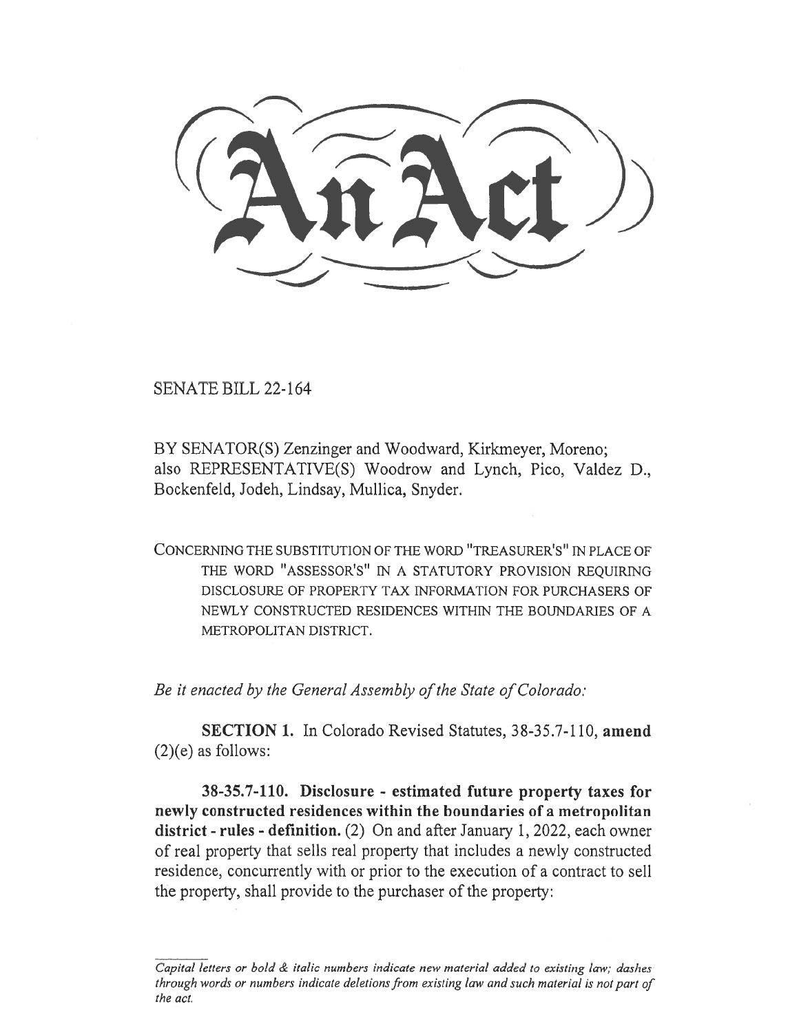# An Act

SENATE BILL 22-164

BY SENATOR(S) Zenzinger and Woodward, Kirkmeyer, Moreno;
also REPRESENTATIVE(S) Woodrow and Lynch, Pico, Valdez D., Bockenfeld, Jodeh, Lindsay, Mullica, Snyder.

CONCERNING THE SUBSTITUTION OF THE WORD "TREASURER'S" IN PLACE OF THE WORD "ASSESSOR'S" IN A STATUTORY PROVISION REQUIRING DISCLOSURE OF PROPERTY TAX INFORMATION FOR PURCHASERS OF NEWLY CONSTRUCTED RESIDENCES WITHIN THE BOUNDARIES OF A METROPOLITAN DISTRICT.

*Be it enacted by the General Assembly of the State of Colorado:*

**SECTION 1.** In Colorado Revised Statutes, 38-35.7-110, **amend** (2)(e) as follows:

**38-35.7-110. Disclosure - estimated future property taxes for newly constructed residences within the boundaries of a metropolitan district - rules - definition.** (2) On and after January 1, 2022, each owner of real property that sells real property that includes a newly constructed residence, concurrently with or prior to the execution of a contract to sell the property, shall provide to the purchaser of the property:

*Capital letters or bold & italic numbers indicate new material added to existing law; dashes through words or numbers indicate deletions from existing law and such material is not part of the act.*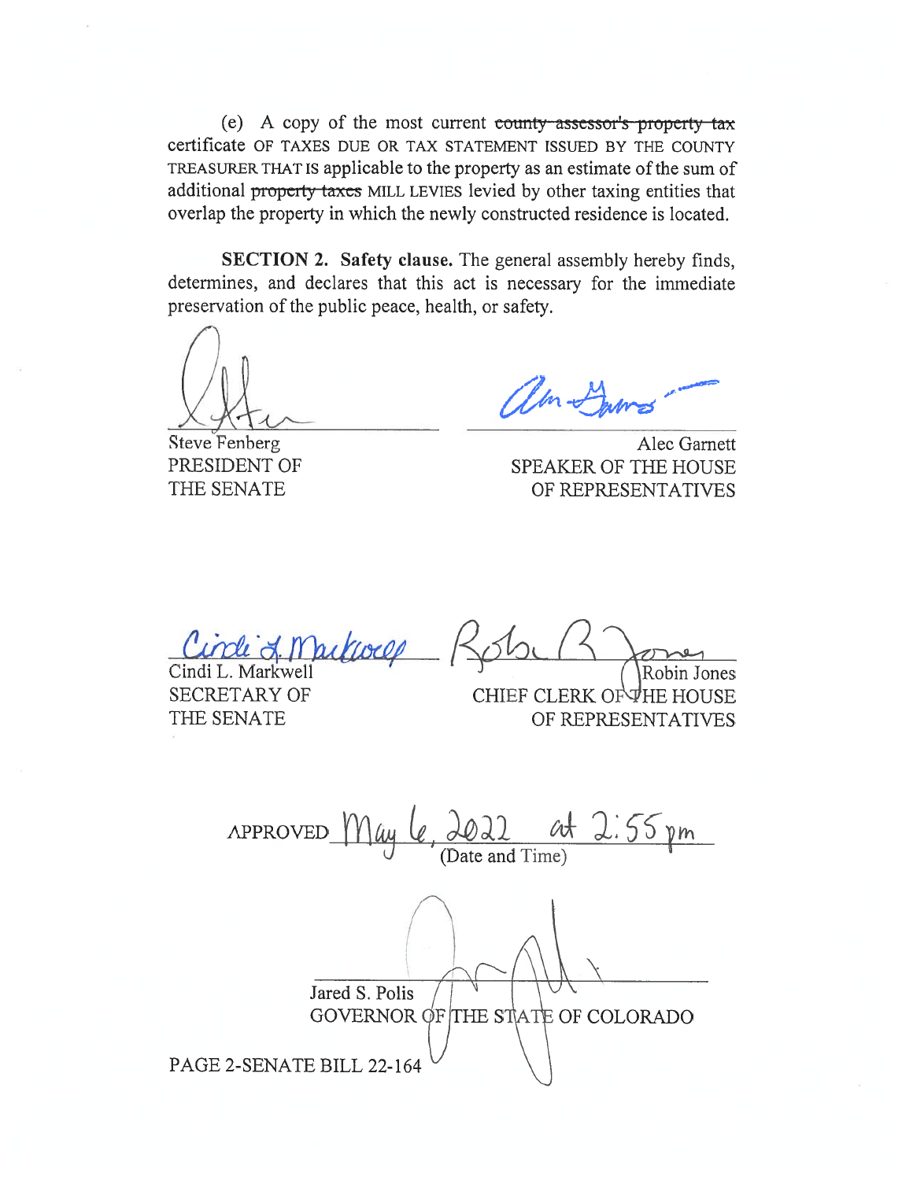(e) A copy of the most current ~~county assessor's property tax~~ certificate OF TAXES DUE OR TAX STATEMENT ISSUED BY THE COUNTY TREASURER THAT IS applicable to the property as an estimate of the sum of additional ~~property taxes~~ MILL LEVIES levied by other taxing entities that overlap the property in which the newly constructed residence is located.

**SECTION 2. Safety clause.** The general assembly hereby finds, determines, and declares that this act is necessary for the immediate preservation of the public peace, health, or safety.

| | |
|---|---|
| Steve Fenberg<br>PRESIDENT OF<br>THE SENATE | Alec Garnett<br>SPEAKER OF THE HOUSE<br>OF REPRESENTATIVES |
| Cindi L. Markwell<br>SECRETARY OF<br>THE SENATE | Robin Jones<br>CHIEF CLERK OF THE HOUSE<br>OF REPRESENTATIVES |

APPROVED May 6, 2022 at 2:55 pm
(Date and Time)

Jared S. Polis
GOVERNOR OF THE STATE OF COLORADO

PAGE 2-SENATE BILL 22-164